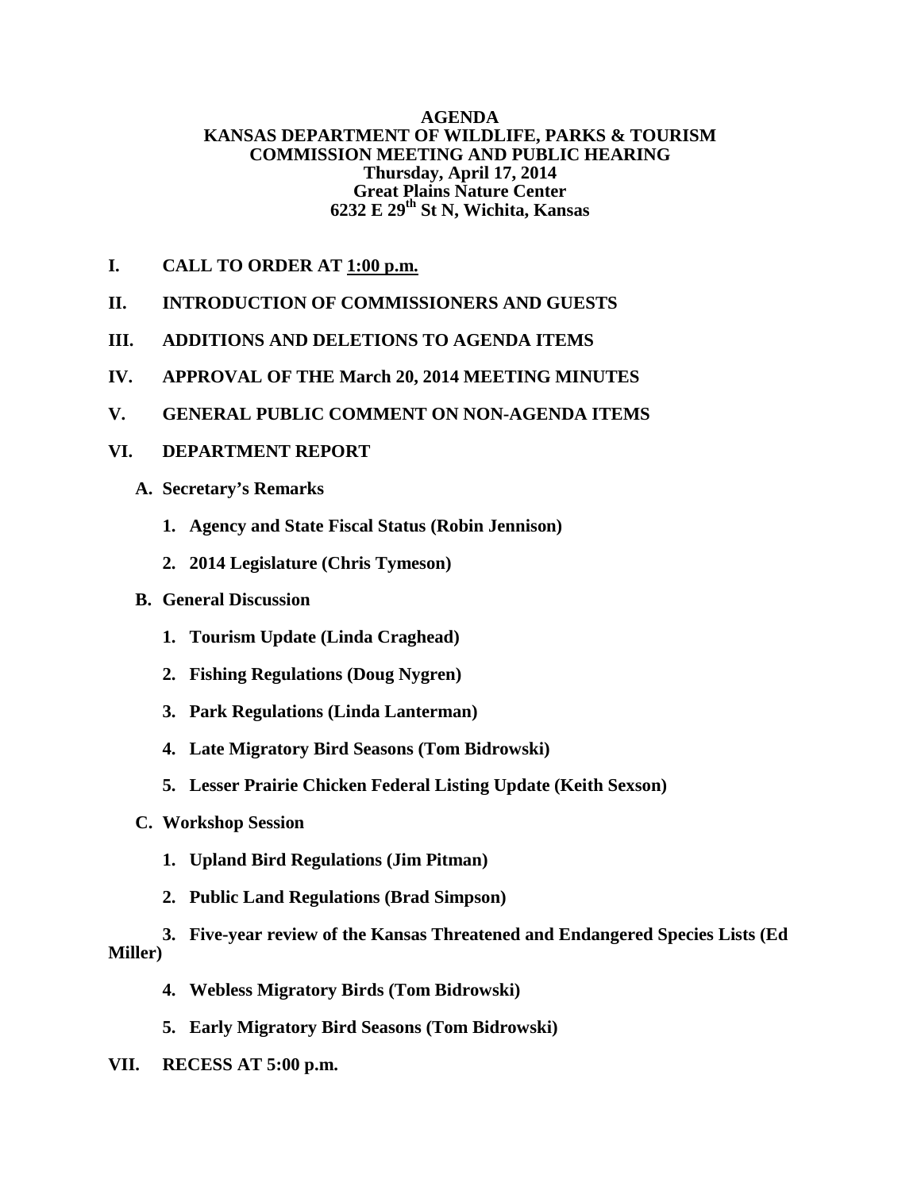# AGENDA
## KANSAS DEPARTMENT OF WILDLIFE, PARKS & TOURISM
## COMMISSION MEETING AND PUBLIC HEARING
**Thursday, April 17, 2014**
**Great Plains Nature Center**
**6232 E 29th St N, Wichita, Kansas**

**I. CALL TO ORDER AT 1:00 p.m.**

**II. INTRODUCTION OF COMMISSIONERS AND GUESTS**

**III. ADDITIONS AND DELETIONS TO AGENDA ITEMS**

**IV. APPROVAL OF THE March 20, 2014 MEETING MINUTES**

**V. GENERAL PUBLIC COMMENT ON NON-AGENDA ITEMS**

**VI. DEPARTMENT REPORT**

- **A. Secretary's Remarks**
  1. **Agency and State Fiscal Status (Robin Jennison)**
  2. **2014 Legislature (Chris Tymeson)**
- **B. General Discussion**
  1. **Tourism Update (Linda Craghead)**
  2. **Fishing Regulations (Doug Nygren)**
  3. **Park Regulations (Linda Lanterman)**
  4. **Late Migratory Bird Seasons (Tom Bidrowski)**
  5. **Lesser Prairie Chicken Federal Listing Update (Keith Sexson)**
- **C. Workshop Session**
  1. **Upland Bird Regulations (Jim Pitman)**
  2. **Public Land Regulations (Brad Simpson)**
  3. **Five-year review of the Kansas Threatened and Endangered Species Lists (Ed Miller)**
  4. **Webless Migratory Birds (Tom Bidrowski)**
  5. **Early Migratory Bird Seasons (Tom Bidrowski)**

**VII. RECESS AT 5:00 p.m.**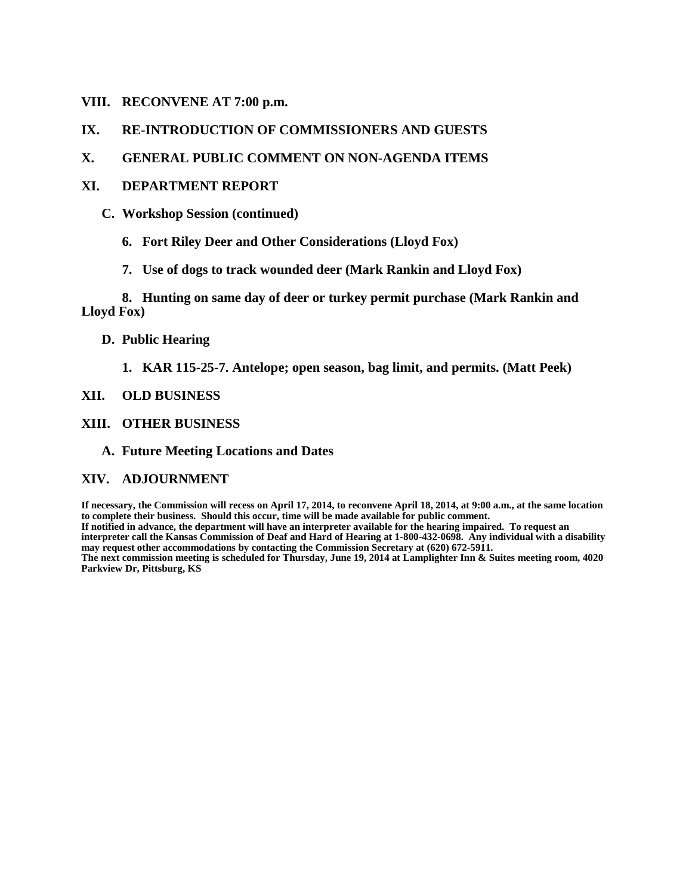**VIII. RECONVENE AT 7:00 p.m.**

**IX. RE-INTRODUCTION OF COMMISSIONERS AND GUESTS**

**X. GENERAL PUBLIC COMMENT ON NON-AGENDA ITEMS**

**XI. DEPARTMENT REPORT**

**C. Workshop Session (continued)**

**6. Fort Riley Deer and Other Considerations (Lloyd Fox)**

**7. Use of dogs to track wounded deer (Mark Rankin and Lloyd Fox)**

**8. Hunting on same day of deer or turkey permit purchase (Mark Rankin and Lloyd Fox)**

**D. Public Hearing**

**1. KAR 115-25-7. Antelope; open season, bag limit, and permits. (Matt Peek)**

**XII. OLD BUSINESS**

**XIII. OTHER BUSINESS**

**A. Future Meeting Locations and Dates**

**XIV. ADJOURNMENT**

**If necessary, the Commission will recess on April 17, 2014, to reconvene April 18, 2014, at 9:00 a.m., at the same location to complete their business. Should this occur, time will be made available for public comment.**
**If notified in advance, the department will have an interpreter available for the hearing impaired. To request an interpreter call the Kansas Commission of Deaf and Hard of Hearing at 1-800-432-0698. Any individual with a disability may request other accommodations by contacting the Commission Secretary at (620) 672-5911.**
**The next commission meeting is scheduled for Thursday, June 19, 2014 at Lamplighter Inn & Suites meeting room, 4020 Parkview Dr, Pittsburg, KS**